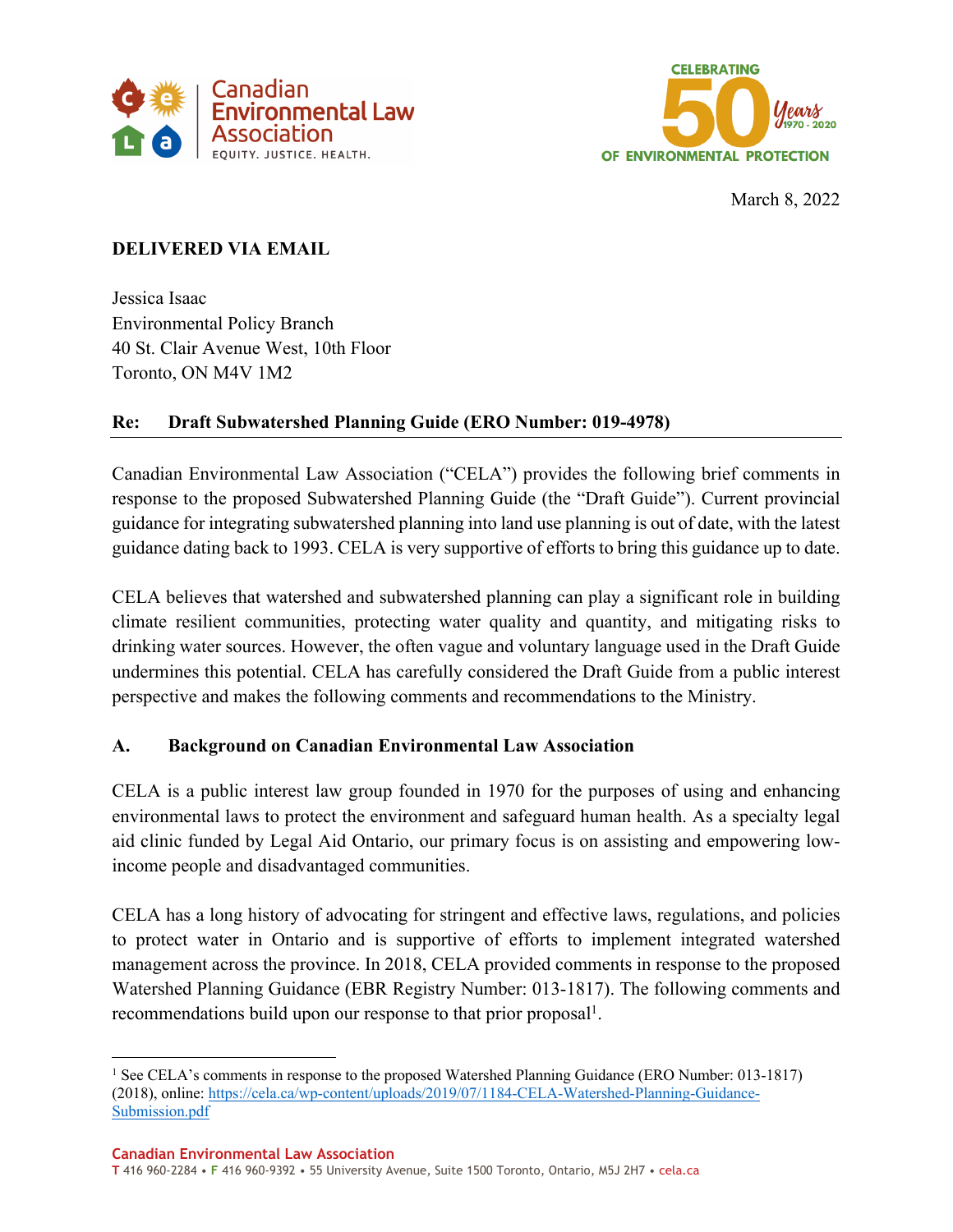Canadian Environmental Law Association

EQUITY. JUSTICE. HEALTH.

CELEBRATING 50 Years 1970 - 2020 OF ENVIRONMENTAL PROTECTION

March 8, 2022

**DELIVERED VIA EMAIL**

Jessica Isaac
Environmental Policy Branch
40 St. Clair Avenue West, 10th Floor
Toronto, ON M4V 1M2

**Re: Draft Subwatershed Planning Guide (ERO Number: 019-4978)**

Canadian Environmental Law Association ("CELA") provides the following brief comments in response to the proposed Subwatershed Planning Guide (the "Draft Guide"). Current provincial guidance for integrating subwatershed planning into land use planning is out of date, with the latest guidance dating back to 1993. CELA is very supportive of efforts to bring this guidance up to date.

CELA believes that watershed and subwatershed planning can play a significant role in building climate resilient communities, protecting water quality and quantity, and mitigating risks to drinking water sources. However, the often vague and voluntary language used in the Draft Guide undermines this potential. CELA has carefully considered the Draft Guide from a public interest perspective and makes the following comments and recommendations to the Ministry.

## A. Background on Canadian Environmental Law Association

CELA is a public interest law group founded in 1970 for the purposes of using and enhancing environmental laws to protect the environment and safeguard human health. As a specialty legal aid clinic funded by Legal Aid Ontario, our primary focus is on assisting and empowering low-income people and disadvantaged communities.

CELA has a long history of advocating for stringent and effective laws, regulations, and policies to protect water in Ontario and is supportive of efforts to implement integrated watershed management across the province. In 2018, CELA provided comments in response to the proposed Watershed Planning Guidance (EBR Registry Number: 013-1817). The following comments and recommendations build upon our response to that prior proposal[1].

[1] See CELA's comments in response to the proposed Watershed Planning Guidance (ERO Number: 013-1817) (2018), online: https://cela.ca/wp-content/uploads/2019/07/1184-CELA-Watershed-Planning-Guidance-Submission.pdf

**Canadian Environmental Law Association**
T 416 960-2284 • F 416 960-9392 • 55 University Avenue, Suite 1500 Toronto, Ontario, M5J 2H7 • cela.ca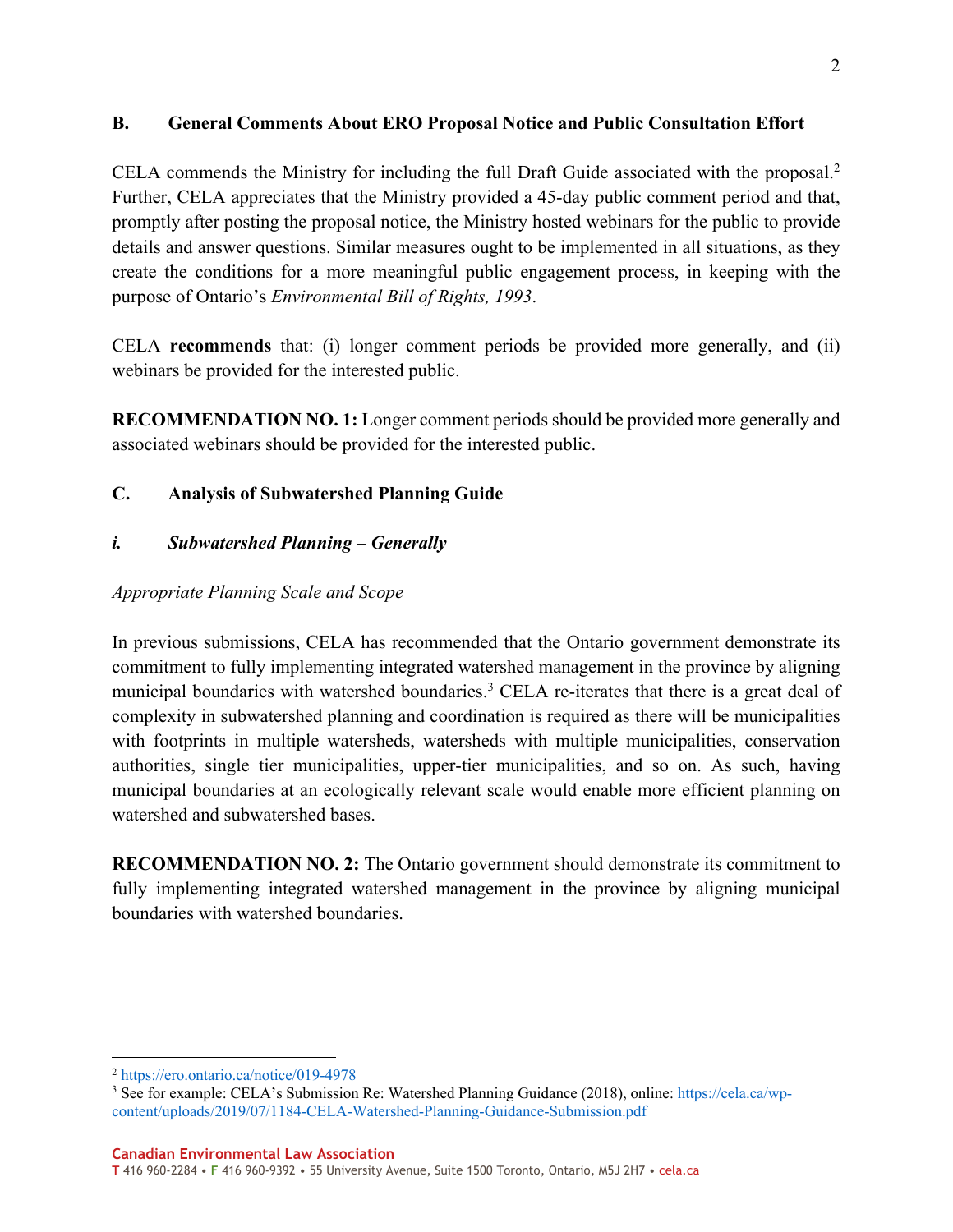## B. General Comments About ERO Proposal Notice and Public Consultation Effort

CELA commends the Ministry for including the full Draft Guide associated with the proposal.[2] Further, CELA appreciates that the Ministry provided a 45-day public comment period and that, promptly after posting the proposal notice, the Ministry hosted webinars for the public to provide details and answer questions. Similar measures ought to be implemented in all situations, as they create the conditions for a more meaningful public engagement process, in keeping with the purpose of Ontario's *Environmental Bill of Rights, 1993*.

CELA **recommends** that: (i) longer comment periods be provided more generally, and (ii) webinars be provided for the interested public.

**RECOMMENDATION NO. 1:** Longer comment periods should be provided more generally and associated webinars should be provided for the interested public.

## C. Analysis of Subwatershed Planning Guide

### *i. Subwatershed Planning – Generally*

*Appropriate Planning Scale and Scope*

In previous submissions, CELA has recommended that the Ontario government demonstrate its commitment to fully implementing integrated watershed management in the province by aligning municipal boundaries with watershed boundaries.[3] CELA re-iterates that there is a great deal of complexity in subwatershed planning and coordination is required as there will be municipalities with footprints in multiple watersheds, watersheds with multiple municipalities, conservation authorities, single tier municipalities, upper-tier municipalities, and so on. As such, having municipal boundaries at an ecologically relevant scale would enable more efficient planning on watershed and subwatershed bases.

**RECOMMENDATION NO. 2:** The Ontario government should demonstrate its commitment to fully implementing integrated watershed management in the province by aligning municipal boundaries with watershed boundaries.

---

[2] https://ero.ontario.ca/notice/019-4978

[3] See for example: CELA's Submission Re: Watershed Planning Guidance (2018), online: https://cela.ca/wp-content/uploads/2019/07/1184-CELA-Watershed-Planning-Guidance-Submission.pdf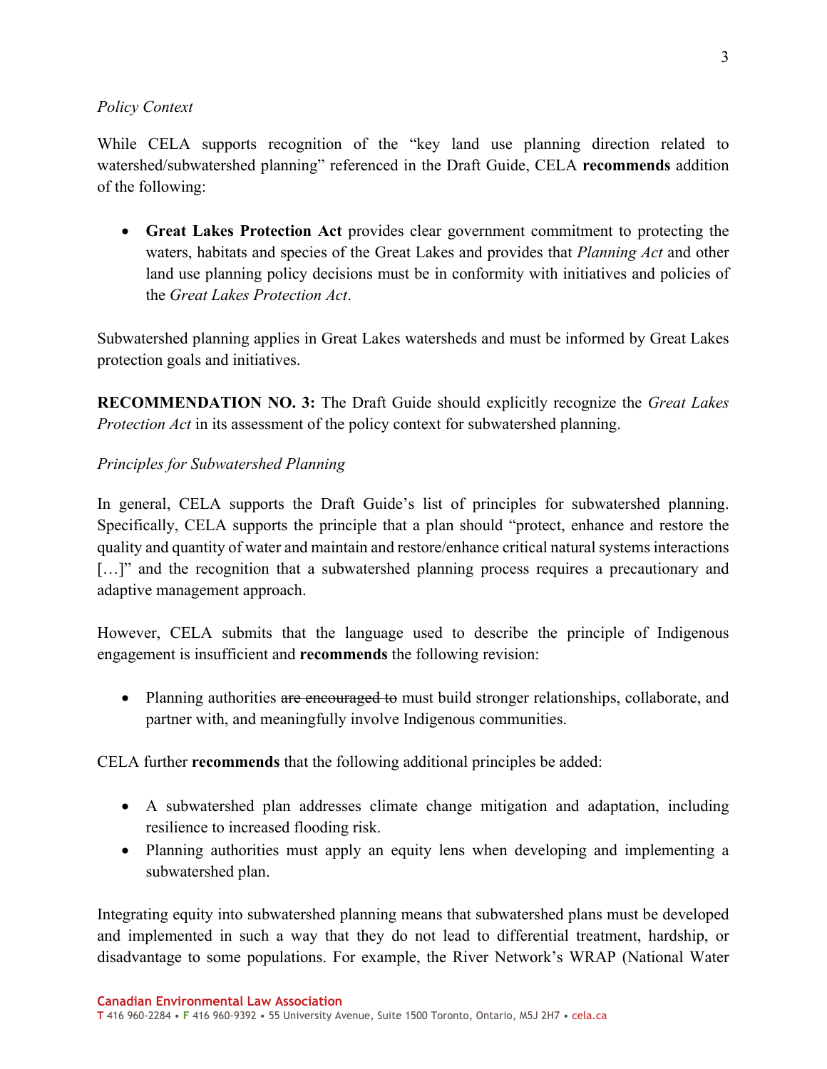*Policy Context*

While CELA supports recognition of the "key land use planning direction related to watershed/subwatershed planning" referenced in the Draft Guide, CELA **recommends** addition of the following:

- **Great Lakes Protection Act** provides clear government commitment to protecting the waters, habitats and species of the Great Lakes and provides that *Planning Act* and other land use planning policy decisions must be in conformity with initiatives and policies of the *Great Lakes Protection Act*.

Subwatershed planning applies in Great Lakes watersheds and must be informed by Great Lakes protection goals and initiatives.

**RECOMMENDATION NO. 3:** The Draft Guide should explicitly recognize the *Great Lakes Protection Act* in its assessment of the policy context for subwatershed planning.

*Principles for Subwatershed Planning*

In general, CELA supports the Draft Guide's list of principles for subwatershed planning. Specifically, CELA supports the principle that a plan should "protect, enhance and restore the quality and quantity of water and maintain and restore/enhance critical natural systems interactions […]" and the recognition that a subwatershed planning process requires a precautionary and adaptive management approach.

However, CELA submits that the language used to describe the principle of Indigenous engagement is insufficient and **recommends** the following revision:

- Planning authorities ~~are encouraged to~~ must build stronger relationships, collaborate, and partner with, and meaningfully involve Indigenous communities.

CELA further **recommends** that the following additional principles be added:

- A subwatershed plan addresses climate change mitigation and adaptation, including resilience to increased flooding risk.
- Planning authorities must apply an equity lens when developing and implementing a subwatershed plan.

Integrating equity into subwatershed planning means that subwatershed plans must be developed and implemented in such a way that they do not lead to differential treatment, hardship, or disadvantage to some populations. For example, the River Network's WRAP (National Water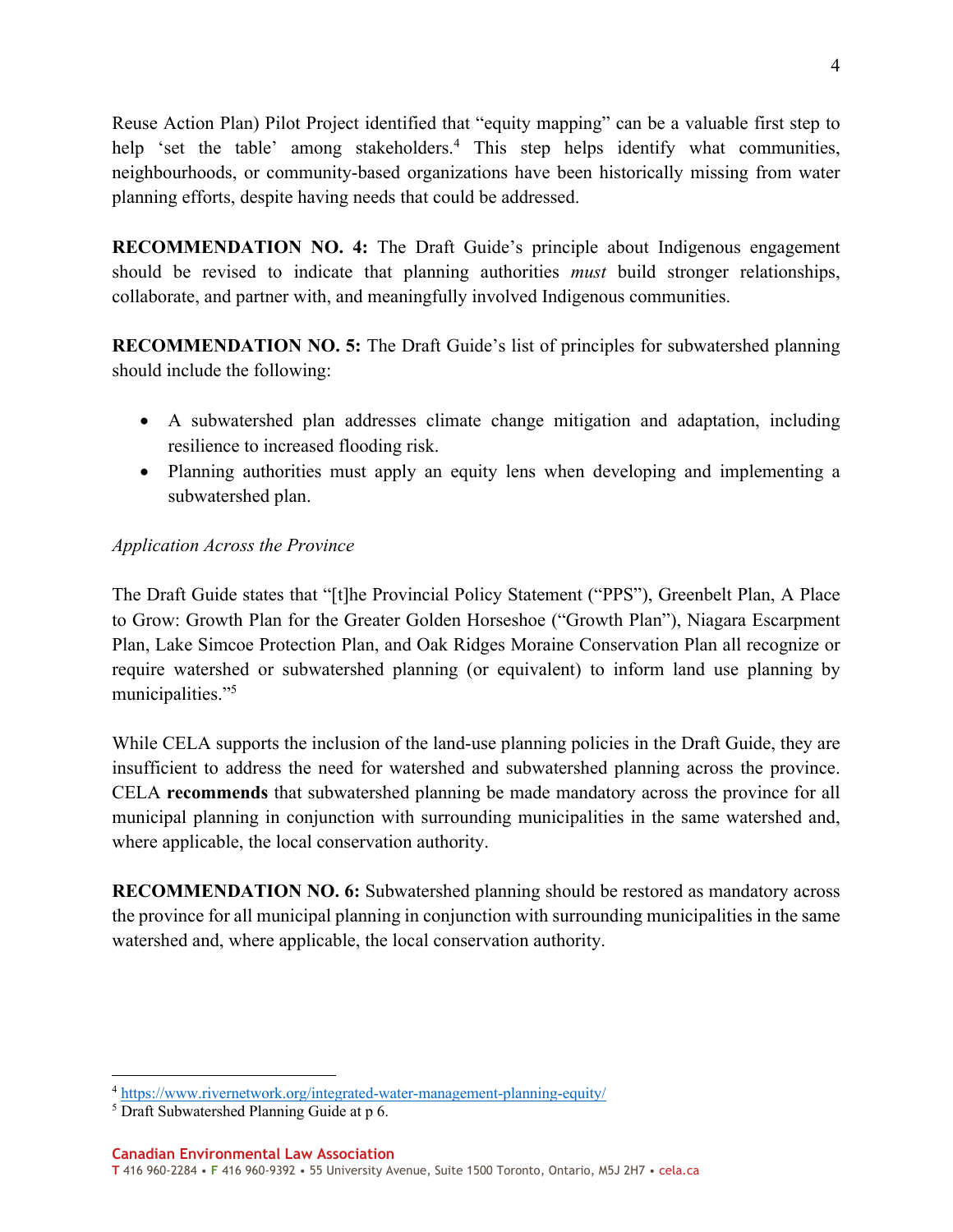Reuse Action Plan) Pilot Project identified that "equity mapping" can be a valuable first step to help 'set the table' among stakeholders.[4] This step helps identify what communities, neighbourhoods, or community-based organizations have been historically missing from water planning efforts, despite having needs that could be addressed.

**RECOMMENDATION NO. 4:** The Draft Guide's principle about Indigenous engagement should be revised to indicate that planning authorities *must* build stronger relationships, collaborate, and partner with, and meaningfully involved Indigenous communities.

**RECOMMENDATION NO. 5:** The Draft Guide's list of principles for subwatershed planning should include the following:

- A subwatershed plan addresses climate change mitigation and adaptation, including resilience to increased flooding risk.
- Planning authorities must apply an equity lens when developing and implementing a subwatershed plan.

*Application Across the Province*

The Draft Guide states that "[t]he Provincial Policy Statement ("PPS"), Greenbelt Plan, A Place to Grow: Growth Plan for the Greater Golden Horseshoe ("Growth Plan"), Niagara Escarpment Plan, Lake Simcoe Protection Plan, and Oak Ridges Moraine Conservation Plan all recognize or require watershed or subwatershed planning (or equivalent) to inform land use planning by municipalities."[5]

While CELA supports the inclusion of the land-use planning policies in the Draft Guide, they are insufficient to address the need for watershed and subwatershed planning across the province. CELA **recommends** that subwatershed planning be made mandatory across the province for all municipal planning in conjunction with surrounding municipalities in the same watershed and, where applicable, the local conservation authority.

**RECOMMENDATION NO. 6:** Subwatershed planning should be restored as mandatory across the province for all municipal planning in conjunction with surrounding municipalities in the same watershed and, where applicable, the local conservation authority.

---

[4] https://www.rivernetwork.org/integrated-water-management-planning-equity/

[5] Draft Subwatershed Planning Guide at p 6.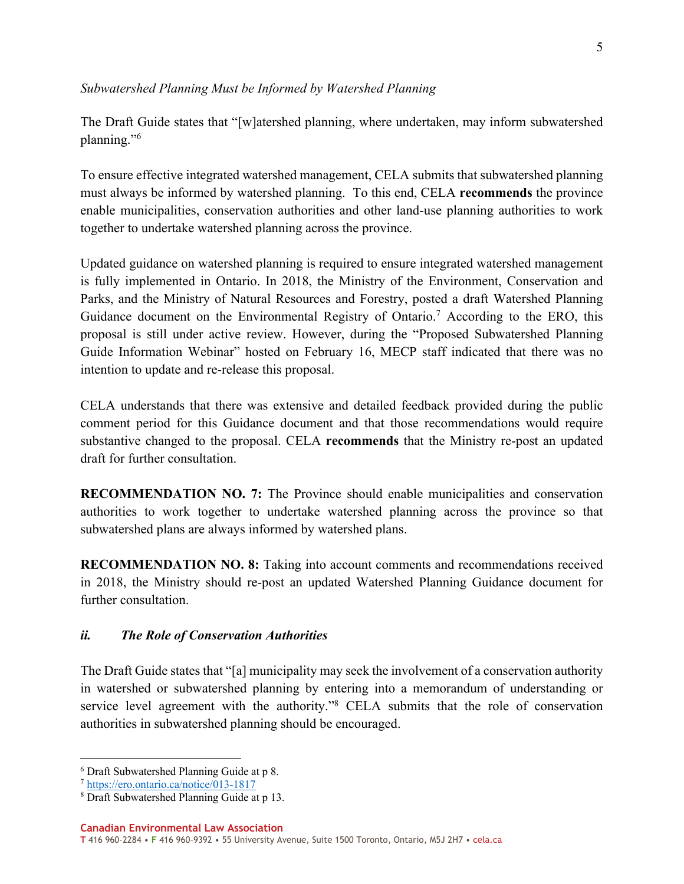*Subwatershed Planning Must be Informed by Watershed Planning*

The Draft Guide states that "[w]atershed planning, where undertaken, may inform subwatershed planning."[6]

To ensure effective integrated watershed management, CELA submits that subwatershed planning must always be informed by watershed planning. To this end, CELA **recommends** the province enable municipalities, conservation authorities and other land-use planning authorities to work together to undertake watershed planning across the province.

Updated guidance on watershed planning is required to ensure integrated watershed management is fully implemented in Ontario. In 2018, the Ministry of the Environment, Conservation and Parks, and the Ministry of Natural Resources and Forestry, posted a draft Watershed Planning Guidance document on the Environmental Registry of Ontario.[7] According to the ERO, this proposal is still under active review. However, during the "Proposed Subwatershed Planning Guide Information Webinar" hosted on February 16, MECP staff indicated that there was no intention to update and re-release this proposal.

CELA understands that there was extensive and detailed feedback provided during the public comment period for this Guidance document and that those recommendations would require substantive changed to the proposal. CELA **recommends** that the Ministry re-post an updated draft for further consultation.

**RECOMMENDATION NO. 7:** The Province should enable municipalities and conservation authorities to work together to undertake watershed planning across the province so that subwatershed plans are always informed by watershed plans.

**RECOMMENDATION NO. 8:** Taking into account comments and recommendations received in 2018, the Ministry should re-post an updated Watershed Planning Guidance document for further consultation.

### *ii. The Role of Conservation Authorities*

The Draft Guide states that "[a] municipality may seek the involvement of a conservation authority in watershed or subwatershed planning by entering into a memorandum of understanding or service level agreement with the authority."[8] CELA submits that the role of conservation authorities in subwatershed planning should be encouraged.

---

[6] Draft Subwatershed Planning Guide at p 8.

[7] https://ero.ontario.ca/notice/013-1817

[8] Draft Subwatershed Planning Guide at p 13.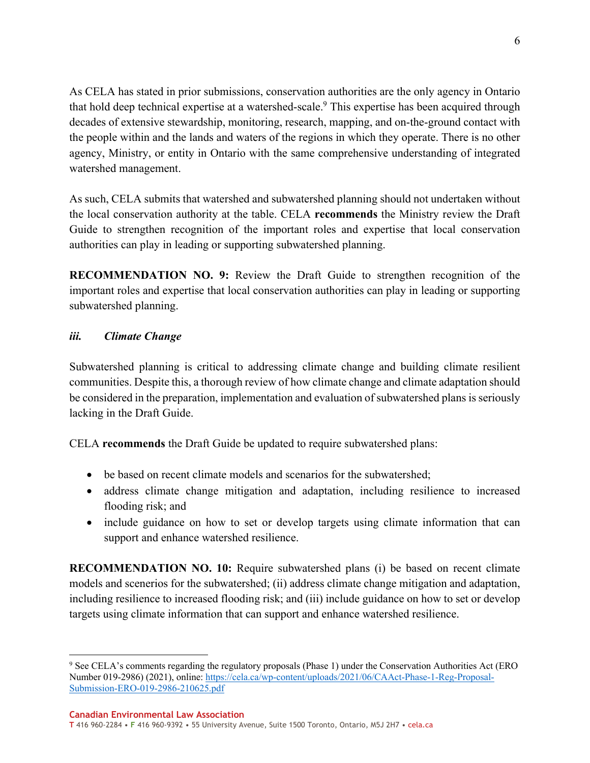As CELA has stated in prior submissions, conservation authorities are the only agency in Ontario that hold deep technical expertise at a watershed-scale.[9] This expertise has been acquired through decades of extensive stewardship, monitoring, research, mapping, and on-the-ground contact with the people within and the lands and waters of the regions in which they operate. There is no other agency, Ministry, or entity in Ontario with the same comprehensive understanding of integrated watershed management.

As such, CELA submits that watershed and subwatershed planning should not undertaken without the local conservation authority at the table. CELA **recommends** the Ministry review the Draft Guide to strengthen recognition of the important roles and expertise that local conservation authorities can play in leading or supporting subwatershed planning.

**RECOMMENDATION NO. 9:** Review the Draft Guide to strengthen recognition of the important roles and expertise that local conservation authorities can play in leading or supporting subwatershed planning.

### *iii. Climate Change*

Subwatershed planning is critical to addressing climate change and building climate resilient communities. Despite this, a thorough review of how climate change and climate adaptation should be considered in the preparation, implementation and evaluation of subwatershed plans is seriously lacking in the Draft Guide.

CELA **recommends** the Draft Guide be updated to require subwatershed plans:

- be based on recent climate models and scenarios for the subwatershed;
- address climate change mitigation and adaptation, including resilience to increased flooding risk; and
- include guidance on how to set or develop targets using climate information that can support and enhance watershed resilience.

**RECOMMENDATION NO. 10:** Require subwatershed plans (i) be based on recent climate models and scenerios for the subwatershed; (ii) address climate change mitigation and adaptation, including resilience to increased flooding risk; and (iii) include guidance on how to set or develop targets using climate information that can support and enhance watershed resilience.

---

[9] See CELA's comments regarding the regulatory proposals (Phase 1) under the Conservation Authorities Act (ERO Number 019-2986) (2021), online: https://cela.ca/wp-content/uploads/2021/06/CAAct-Phase-1-Reg-Proposal-Submission-ERO-019-2986-210625.pdf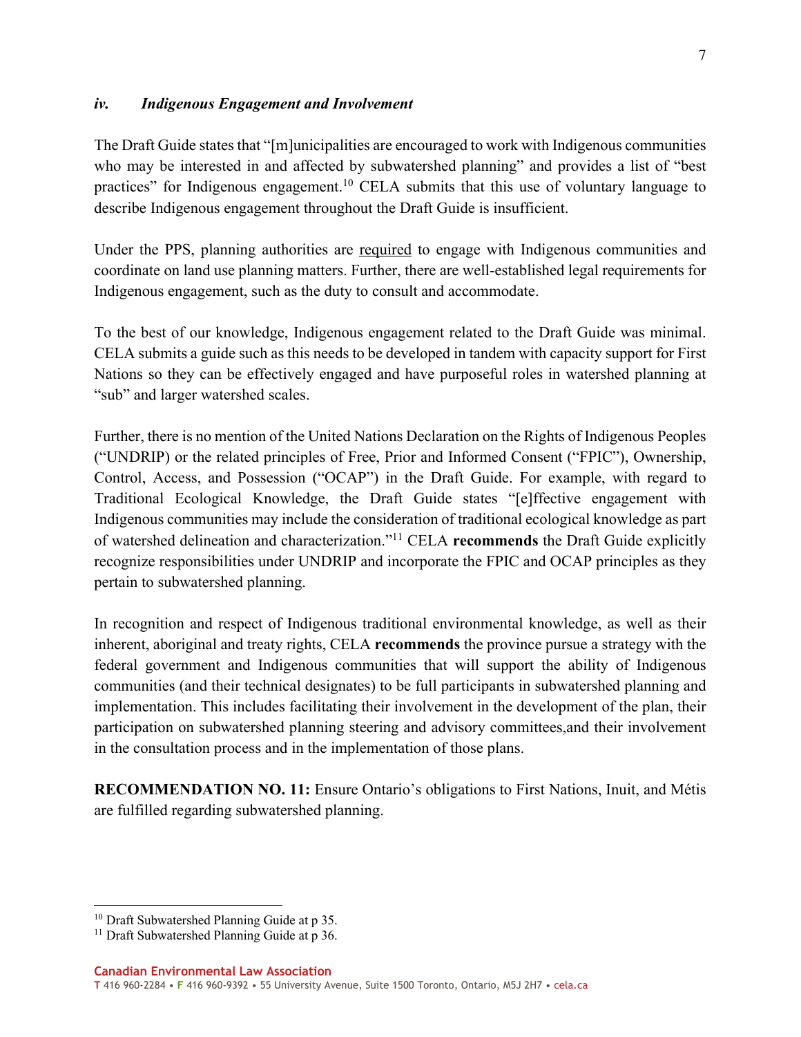#### *iv. Indigenous Engagement and Involvement*

The Draft Guide states that "[m]unicipalities are encouraged to work with Indigenous communities who may be interested in and affected by subwatershed planning" and provides a list of "best practices" for Indigenous engagement.[10] CELA submits that this use of voluntary language to describe Indigenous engagement throughout the Draft Guide is insufficient.

Under the PPS, planning authorities are <u>required</u> to engage with Indigenous communities and coordinate on land use planning matters. Further, there are well-established legal requirements for Indigenous engagement, such as the duty to consult and accommodate.

To the best of our knowledge, Indigenous engagement related to the Draft Guide was minimal. CELA submits a guide such as this needs to be developed in tandem with capacity support for First Nations so they can be effectively engaged and have purposeful roles in watershed planning at "sub" and larger watershed scales.

Further, there is no mention of the United Nations Declaration on the Rights of Indigenous Peoples ("UNDRIP") or the related principles of Free, Prior and Informed Consent ("FPIC"), Ownership, Control, Access, and Possession ("OCAP") in the Draft Guide. For example, with regard to Traditional Ecological Knowledge, the Draft Guide states "[e]ffective engagement with Indigenous communities may include the consideration of traditional ecological knowledge as part of watershed delineation and characterization."[11] CELA **recommends** the Draft Guide explicitly recognize responsibilities under UNDRIP and incorporate the FPIC and OCAP principles as they pertain to subwatershed planning.

In recognition and respect of Indigenous traditional environmental knowledge, as well as their inherent, aboriginal and treaty rights, CELA **recommends** the province pursue a strategy with the federal government and Indigenous communities that will support the ability of Indigenous communities (and their technical designates) to be full participants in subwatershed planning and implementation. This includes facilitating their involvement in the development of the plan, their participation on subwatershed planning steering and advisory committees,and their involvement in the consultation process and in the implementation of those plans.

**RECOMMENDATION NO. 11:** Ensure Ontario's obligations to First Nations, Inuit, and Métis are fulfilled regarding subwatershed planning.

---

[10] Draft Subwatershed Planning Guide at p 35.

[11] Draft Subwatershed Planning Guide at p 36.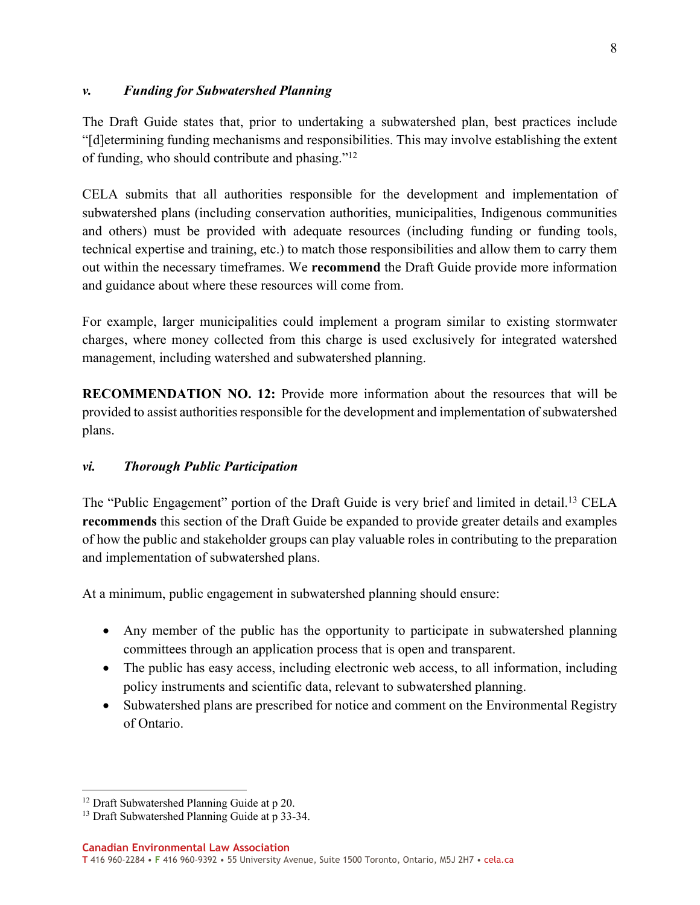### *v. Funding for Subwatershed Planning*

The Draft Guide states that, prior to undertaking a subwatershed plan, best practices include "[d]etermining funding mechanisms and responsibilities. This may involve establishing the extent of funding, who should contribute and phasing."[12]

CELA submits that all authorities responsible for the development and implementation of subwatershed plans (including conservation authorities, municipalities, Indigenous communities and others) must be provided with adequate resources (including funding or funding tools, technical expertise and training, etc.) to match those responsibilities and allow them to carry them out within the necessary timeframes. We **recommend** the Draft Guide provide more information and guidance about where these resources will come from.

For example, larger municipalities could implement a program similar to existing stormwater charges, where money collected from this charge is used exclusively for integrated watershed management, including watershed and subwatershed planning.

**RECOMMENDATION NO. 12:** Provide more information about the resources that will be provided to assist authorities responsible for the development and implementation of subwatershed plans.

### *vi. Thorough Public Participation*

The "Public Engagement" portion of the Draft Guide is very brief and limited in detail.[13] CELA **recommends** this section of the Draft Guide be expanded to provide greater details and examples of how the public and stakeholder groups can play valuable roles in contributing to the preparation and implementation of subwatershed plans.

At a minimum, public engagement in subwatershed planning should ensure:

- Any member of the public has the opportunity to participate in subwatershed planning committees through an application process that is open and transparent.
- The public has easy access, including electronic web access, to all information, including policy instruments and scientific data, relevant to subwatershed planning.
- Subwatershed plans are prescribed for notice and comment on the Environmental Registry of Ontario.

---

[12] Draft Subwatershed Planning Guide at p 20.

[13] Draft Subwatershed Planning Guide at p 33-34.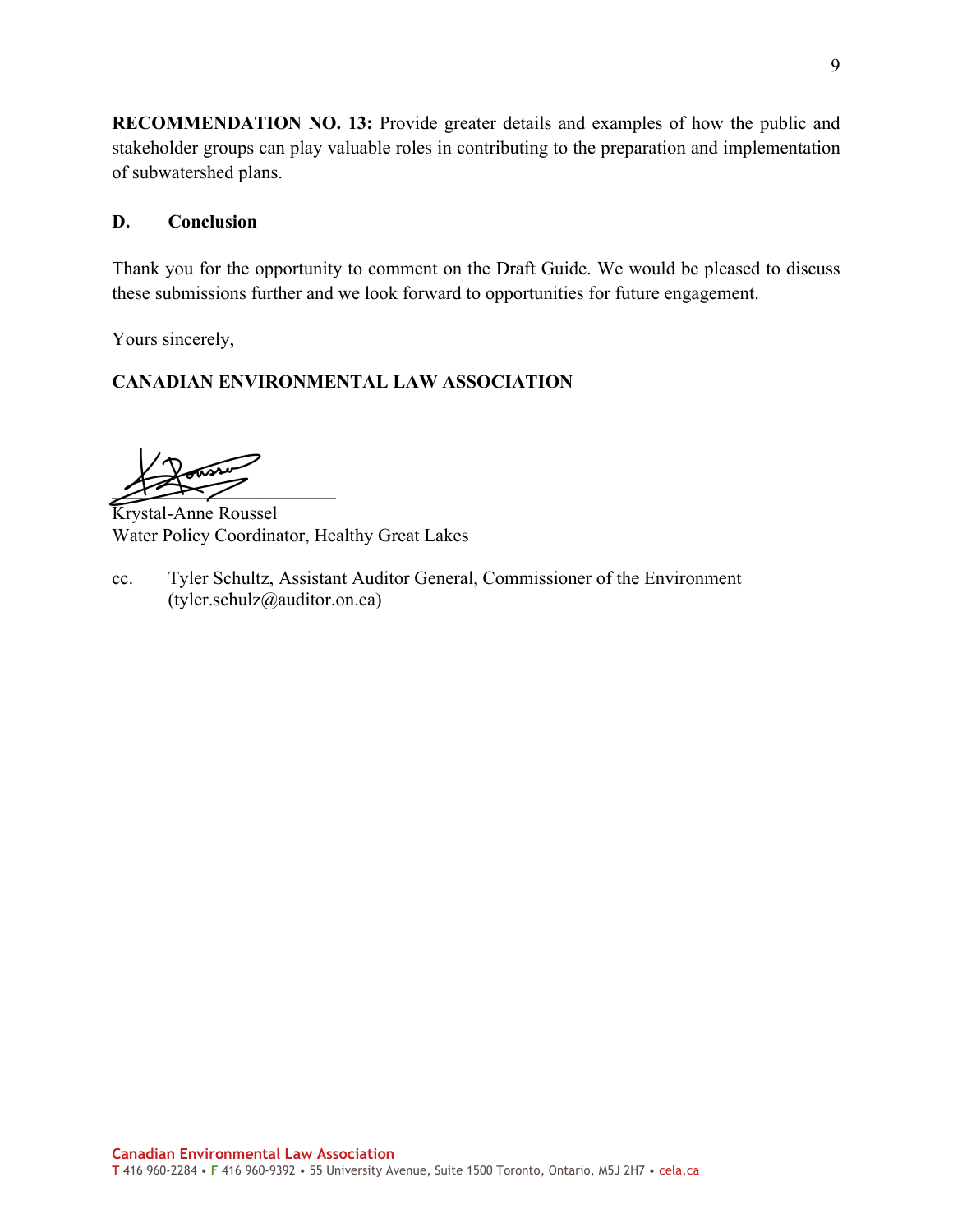**RECOMMENDATION NO. 13:** Provide greater details and examples of how the public and stakeholder groups can play valuable roles in contributing to the preparation and implementation of subwatershed plans.

## D. Conclusion

Thank you for the opportunity to comment on the Draft Guide. We would be pleased to discuss these submissions further and we look forward to opportunities for future engagement.

Yours sincerely,

**CANADIAN ENVIRONMENTAL LAW ASSOCIATION**

Krystal-Anne Roussel
Water Policy Coordinator, Healthy Great Lakes

cc. Tyler Schultz, Assistant Auditor General, Commissioner of the Environment (tyler.schulz@auditor.on.ca)

**Canadian Environmental Law Association**
T 416 960-2284 • F 416 960-9392 • 55 University Avenue, Suite 1500 Toronto, Ontario, M5J 2H7 • cela.ca